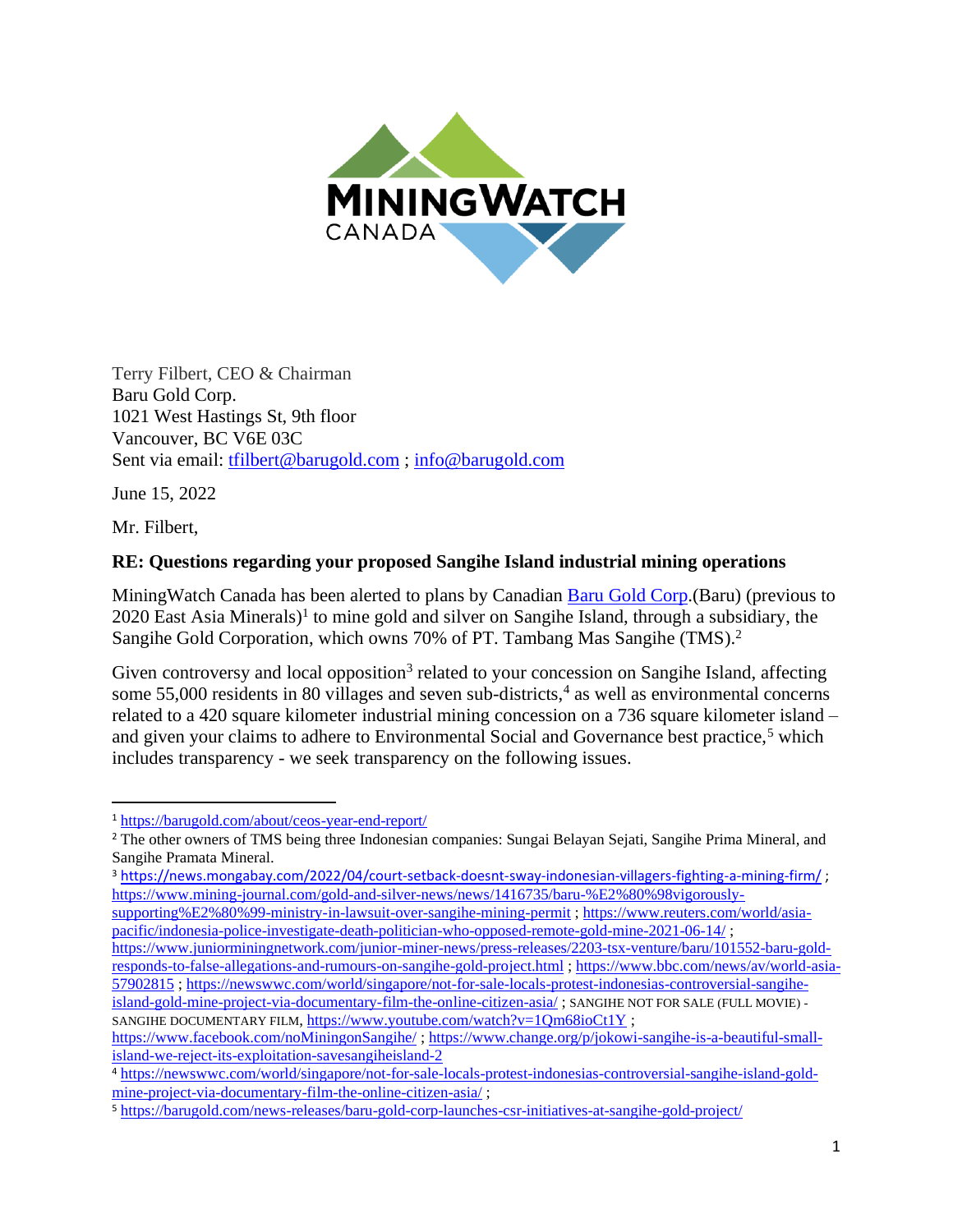Terry Filbert, CEO & Chairman
Baru Gold Corp.
1021 West Hastings St, 9th floor
Vancouver, BC V6E 03C
Sent via email: tfilbert@barugold.com ; info@barugold.com

June 15, 2022

Mr. Filbert,

**RE: Questions regarding your proposed Sangihe Island industrial mining operations**

MiningWatch Canada has been alerted to plans by Canadian Baru Gold Corp.(Baru) (previous to 2020 East Asia Minerals)[1] to mine gold and silver on Sangihe Island, through a subsidiary, the Sangihe Gold Corporation, which owns 70% of PT. Tambang Mas Sangihe (TMS).[2]

Given controversy and local opposition[3] related to your concession on Sangihe Island, affecting some 55,000 residents in 80 villages and seven sub-districts,[4] as well as environmental concerns related to a 420 square kilometer industrial mining concession on a 736 square kilometer island – and given your claims to adhere to Environmental Social and Governance best practice,[5] which includes transparency - we seek transparency on the following issues.

---

[1] https://barugold.com/about/ceos-year-end-report/

[2] The other owners of TMS being three Indonesian companies: Sungai Belayan Sejati, Sangihe Prima Mineral, and Sangihe Pramata Mineral.

[3] https://news.mongabay.com/2022/04/court-setback-doesnt-sway-indonesian-villagers-fighting-a-mining-firm/ ; https://www.mining-journal.com/gold-and-silver-news/news/1416735/baru-%E2%80%98vigorously-supporting%E2%80%99-ministry-in-lawsuit-over-sangihe-mining-permit ; https://www.reuters.com/world/asia-pacific/indonesia-police-investigate-death-politician-who-opposed-remote-gold-mine-2021-06-14/ ; https://www.juniorminingnetwork.com/junior-miner-news/press-releases/2203-tsx-venture/baru/101552-baru-gold-responds-to-false-allegations-and-rumours-on-sangihe-gold-project.html ; https://www.bbc.com/news/av/world-asia-57902815 ; https://newswwc.com/world/singapore/not-for-sale-locals-protest-indonesias-controversial-sangihe-island-gold-mine-project-via-documentary-film-the-online-citizen-asia/ ; SANGIHE NOT FOR SALE (FULL MOVIE) - SANGIHE DOCUMENTARY FILM, https://www.youtube.com/watch?v=1Qm68ioCt1Y ; https://www.facebook.com/noMiningonSangihe/ ; https://www.change.org/p/jokowi-sangihe-is-a-beautiful-small-island-we-reject-its-exploitation-savesangiheisland-2

[4] https://newswwc.com/world/singapore/not-for-sale-locals-protest-indonesias-controversial-sangihe-island-gold-mine-project-via-documentary-film-the-online-citizen-asia/ ;

[5] https://barugold.com/news-releases/baru-gold-corp-launches-csr-initiatives-at-sangihe-gold-project/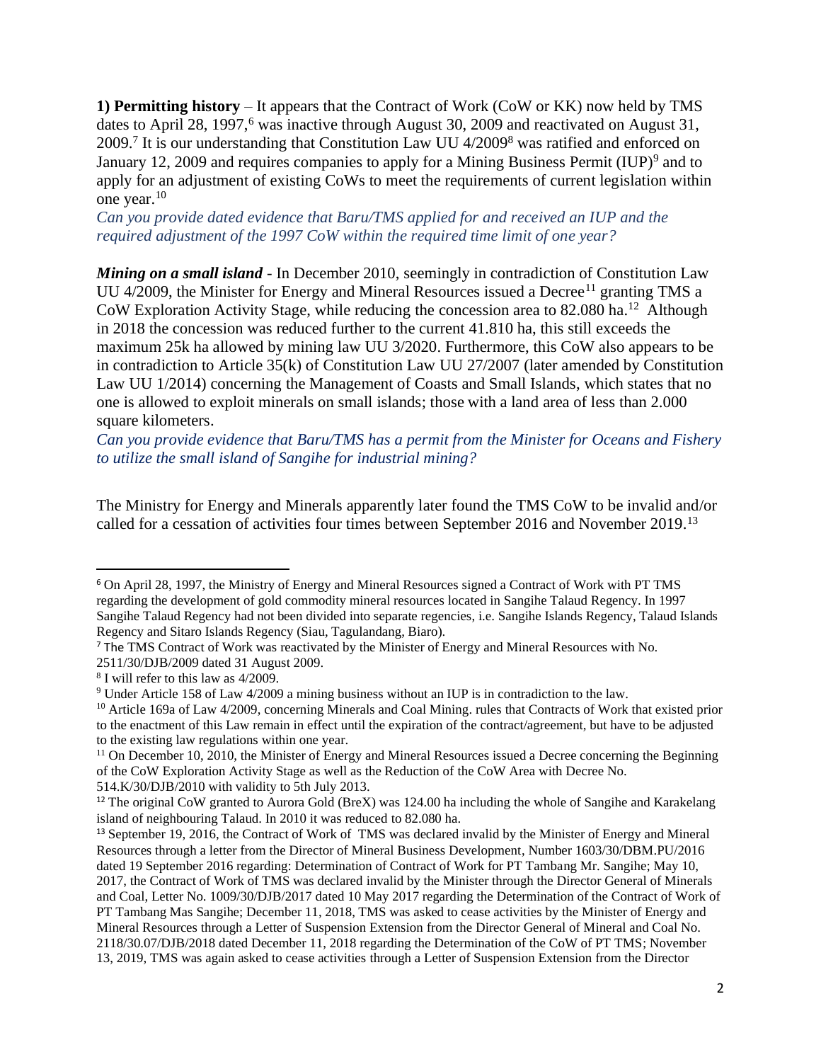**1) Permitting history** – It appears that the Contract of Work (CoW or KK) now held by TMS dates to April 28, 1997,[6] was inactive through August 30, 2009 and reactivated on August 31, 2009.[7] It is our understanding that Constitution Law UU 4/2009[8] was ratified and enforced on January 12, 2009 and requires companies to apply for a Mining Business Permit (IUP)[9] and to apply for an adjustment of existing CoWs to meet the requirements of current legislation within one year.[10]

*Can you provide dated evidence that Baru/TMS applied for and received an IUP and the required adjustment of the 1997 CoW within the required time limit of one year?*

***Mining on a small island*** - In December 2010, seemingly in contradiction of Constitution Law UU 4/2009, the Minister for Energy and Mineral Resources issued a Decree[11] granting TMS a CoW Exploration Activity Stage, while reducing the concession area to 82.080 ha.[12] Although in 2018 the concession was reduced further to the current 41.810 ha, this still exceeds the maximum 25k ha allowed by mining law UU 3/2020. Furthermore, this CoW also appears to be in contradiction to Article 35(k) of Constitution Law UU 27/2007 (later amended by Constitution Law UU 1/2014) concerning the Management of Coasts and Small Islands, which states that no one is allowed to exploit minerals on small islands; those with a land area of less than 2.000 square kilometers.

*Can you provide evidence that Baru/TMS has a permit from the Minister for Oceans and Fishery to utilize the small island of Sangihe for industrial mining?*

The Ministry for Energy and Minerals apparently later found the TMS CoW to be invalid and/or called for a cessation of activities four times between September 2016 and November 2019.[13]

---

[6] On April 28, 1997, the Ministry of Energy and Mineral Resources signed a Contract of Work with PT TMS regarding the development of gold commodity mineral resources located in Sangihe Talaud Regency. In 1997 Sangihe Talaud Regency had not been divided into separate regencies, i.e. Sangihe Islands Regency, Talaud Islands Regency and Sitaro Islands Regency (Siau, Tagulandang, Biaro).

[7] The TMS Contract of Work was reactivated by the Minister of Energy and Mineral Resources with No. 2511/30/DJB/2009 dated 31 August 2009.

[8] I will refer to this law as 4/2009.

[9] Under Article 158 of Law 4/2009 a mining business without an IUP is in contradiction to the law.

[10] Article 169a of Law 4/2009, concerning Minerals and Coal Mining. rules that Contracts of Work that existed prior to the enactment of this Law remain in effect until the expiration of the contract/agreement, but have to be adjusted to the existing law regulations within one year.

[11] On December 10, 2010, the Minister of Energy and Mineral Resources issued a Decree concerning the Beginning of the CoW Exploration Activity Stage as well as the Reduction of the CoW Area with Decree No. 514.K/30/DJB/2010 with validity to 5th July 2013.

[12] The original CoW granted to Aurora Gold (BreX) was 124.00 ha including the whole of Sangihe and Karakelang island of neighbouring Talaud. In 2010 it was reduced to 82.080 ha.

[13] September 19, 2016, the Contract of Work of TMS was declared invalid by the Minister of Energy and Mineral Resources through a letter from the Director of Mineral Business Development, Number 1603/30/DBM.PU/2016 dated 19 September 2016 regarding: Determination of Contract of Work for PT Tambang Mr. Sangihe; May 10, 2017, the Contract of Work of TMS was declared invalid by the Minister through the Director General of Minerals and Coal, Letter No. 1009/30/DJB/2017 dated 10 May 2017 regarding the Determination of the Contract of Work of PT Tambang Mas Sangihe; December 11, 2018, TMS was asked to cease activities by the Minister of Energy and Mineral Resources through a Letter of Suspension Extension from the Director General of Mineral and Coal No. 2118/30.07/DJB/2018 dated December 11, 2018 regarding the Determination of the CoW of PT TMS; November 13, 2019, TMS was again asked to cease activities through a Letter of Suspension Extension from the Director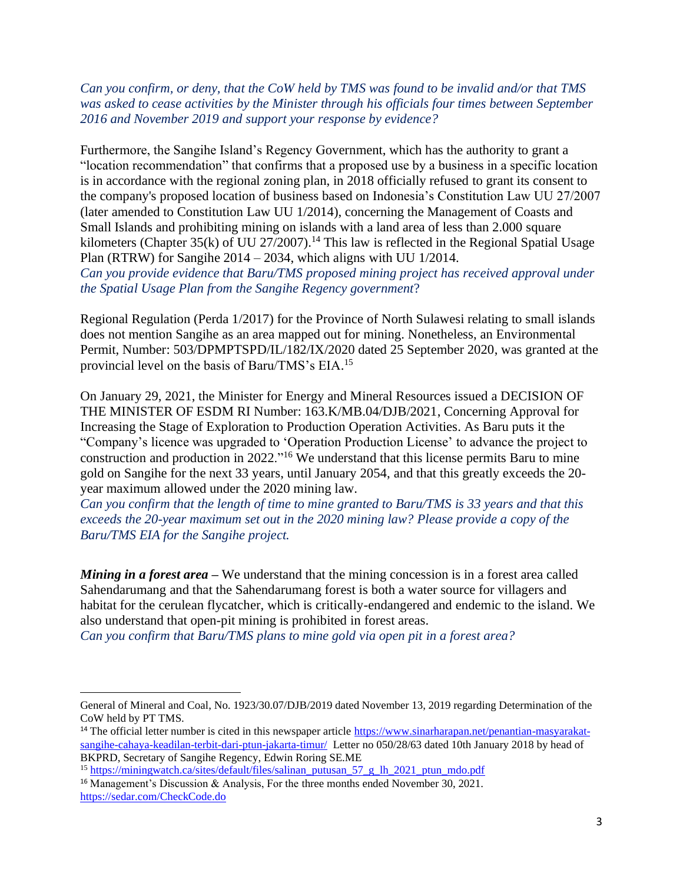*Can you confirm, or deny, that the CoW held by TMS was found to be invalid and/or that TMS was asked to cease activities by the Minister through his officials four times between September 2016 and November 2019 and support your response by evidence?*

Furthermore, the Sangihe Island's Regency Government, which has the authority to grant a "location recommendation" that confirms that a proposed use by a business in a specific location is in accordance with the regional zoning plan, in 2018 officially refused to grant its consent to the company's proposed location of business based on Indonesia's Constitution Law UU 27/2007 (later amended to Constitution Law UU 1/2014), concerning the Management of Coasts and Small Islands and prohibiting mining on islands with a land area of less than 2.000 square kilometers (Chapter 35(k) of UU 27/2007).[14] This law is reflected in the Regional Spatial Usage Plan (RTRW) for Sangihe 2014 – 2034, which aligns with UU 1/2014.
*Can you provide evidence that Baru/TMS proposed mining project has received approval under the Spatial Usage Plan from the Sangihe Regency government*?

Regional Regulation (Perda 1/2017) for the Province of North Sulawesi relating to small islands does not mention Sangihe as an area mapped out for mining. Nonetheless, an Environmental Permit, Number: 503/DPMPTSPD/IL/182/IX/2020 dated 25 September 2020, was granted at the provincial level on the basis of Baru/TMS's EIA.[15]

On January 29, 2021, the Minister for Energy and Mineral Resources issued a DECISION OF THE MINISTER OF ESDM RI Number: 163.K/MB.04/DJB/2021, Concerning Approval for Increasing the Stage of Exploration to Production Operation Activities. As Baru puts it the "Company's licence was upgraded to 'Operation Production License' to advance the project to construction and production in 2022."[16] We understand that this license permits Baru to mine gold on Sangihe for the next 33 years, until January 2054, and that this greatly exceeds the 20-year maximum allowed under the 2020 mining law.
*Can you confirm that the length of time to mine granted to Baru/TMS is 33 years and that this exceeds the 20-year maximum set out in the 2020 mining law? Please provide a copy of the Baru/TMS EIA for the Sangihe project.*

***Mining in a forest area*** – We understand that the mining concession is in a forest area called Sahendarumang and that the Sahendarumang forest is both a water source for villagers and habitat for the cerulean flycatcher, which is critically-endangered and endemic to the island. We also understand that open-pit mining is prohibited in forest areas.
*Can you confirm that Baru/TMS plans to mine gold via open pit in a forest area?*

---

General of Mineral and Coal, No. 1923/30.07/DJB/2019 dated November 13, 2019 regarding Determination of the CoW held by PT TMS.

[14] The official letter number is cited in this newspaper article https://www.sinarharapan.net/penantian-masyarakat-sangihe-cahaya-keadilan-terbit-dari-ptun-jakarta-timur/ Letter no 050/28/63 dated 10th January 2018 by head of BKPRD, Secretary of Sangihe Regency, Edwin Roring SE.ME

[15] https://miningwatch.ca/sites/default/files/salinan_putusan_57_g_lh_2021_ptun_mdo.pdf

[16] Management's Discussion & Analysis, For the three months ended November 30, 2021. https://sedar.com/CheckCode.do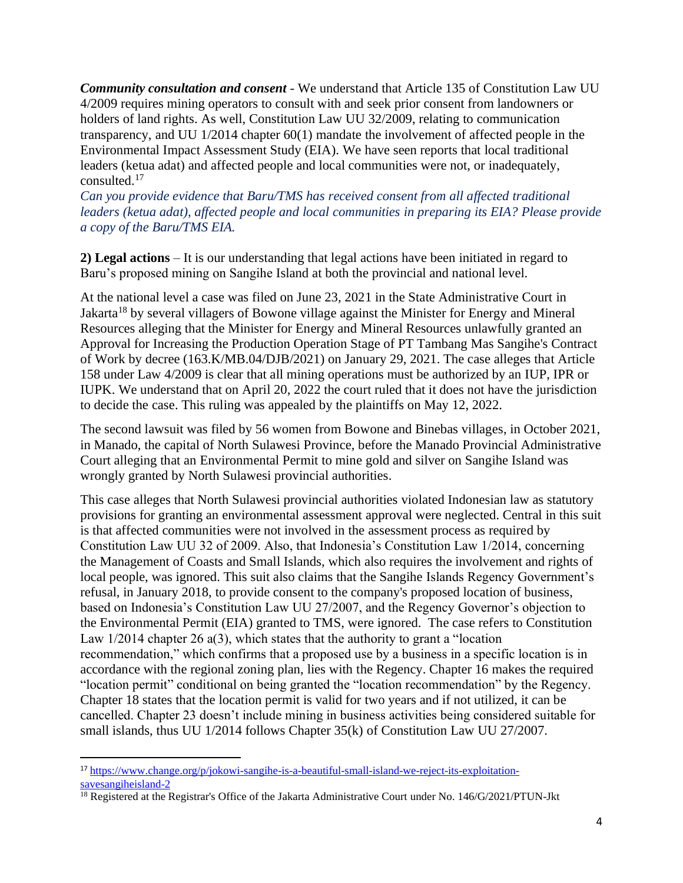***Community consultation and consent*** - We understand that Article 135 of Constitution Law UU 4/2009 requires mining operators to consult with and seek prior consent from landowners or holders of land rights. As well, Constitution Law UU 32/2009, relating to communication transparency, and UU 1/2014 chapter 60(1) mandate the involvement of affected people in the Environmental Impact Assessment Study (EIA). We have seen reports that local traditional leaders (ketua adat) and affected people and local communities were not, or inadequately, consulted.[17]

*Can you provide evidence that Baru/TMS has received consent from all affected traditional leaders (ketua adat), affected people and local communities in preparing its EIA? Please provide a copy of the Baru/TMS EIA.*

**2) Legal actions** – It is our understanding that legal actions have been initiated in regard to Baru's proposed mining on Sangihe Island at both the provincial and national level.

At the national level a case was filed on June 23, 2021 in the State Administrative Court in Jakarta[18] by several villagers of Bowone village against the Minister for Energy and Mineral Resources alleging that the Minister for Energy and Mineral Resources unlawfully granted an Approval for Increasing the Production Operation Stage of PT Tambang Mas Sangihe's Contract of Work by decree (163.K/MB.04/DJB/2021) on January 29, 2021. The case alleges that Article 158 under Law 4/2009 is clear that all mining operations must be authorized by an IUP, IPR or IUPK. We understand that on April 20, 2022 the court ruled that it does not have the jurisdiction to decide the case. This ruling was appealed by the plaintiffs on May 12, 2022.

The second lawsuit was filed by 56 women from Bowone and Binebas villages, in October 2021, in Manado, the capital of North Sulawesi Province, before the Manado Provincial Administrative Court alleging that an Environmental Permit to mine gold and silver on Sangihe Island was wrongly granted by North Sulawesi provincial authorities.

This case alleges that North Sulawesi provincial authorities violated Indonesian law as statutory provisions for granting an environmental assessment approval were neglected. Central in this suit is that affected communities were not involved in the assessment process as required by Constitution Law UU 32 of 2009. Also, that Indonesia's Constitution Law 1/2014, concerning the Management of Coasts and Small Islands, which also requires the involvement and rights of local people, was ignored. This suit also claims that the Sangihe Islands Regency Government's refusal, in January 2018, to provide consent to the company's proposed location of business, based on Indonesia's Constitution Law UU 27/2007, and the Regency Governor's objection to the Environmental Permit (EIA) granted to TMS, were ignored. The case refers to Constitution Law 1/2014 chapter 26 a(3), which states that the authority to grant a "location recommendation," which confirms that a proposed use by a business in a specific location is in accordance with the regional zoning plan, lies with the Regency. Chapter 16 makes the required "location permit" conditional on being granted the "location recommendation" by the Regency. Chapter 18 states that the location permit is valid for two years and if not utilized, it can be cancelled. Chapter 23 doesn't include mining in business activities being considered suitable for small islands, thus UU 1/2014 follows Chapter 35(k) of Constitution Law UU 27/2007.

---

[17] https://www.change.org/p/jokowi-sangihe-is-a-beautiful-small-island-we-reject-its-exploitation-savesangiheisland-2

[18] Registered at the Registrar's Office of the Jakarta Administrative Court under No. 146/G/2021/PTUN-Jkt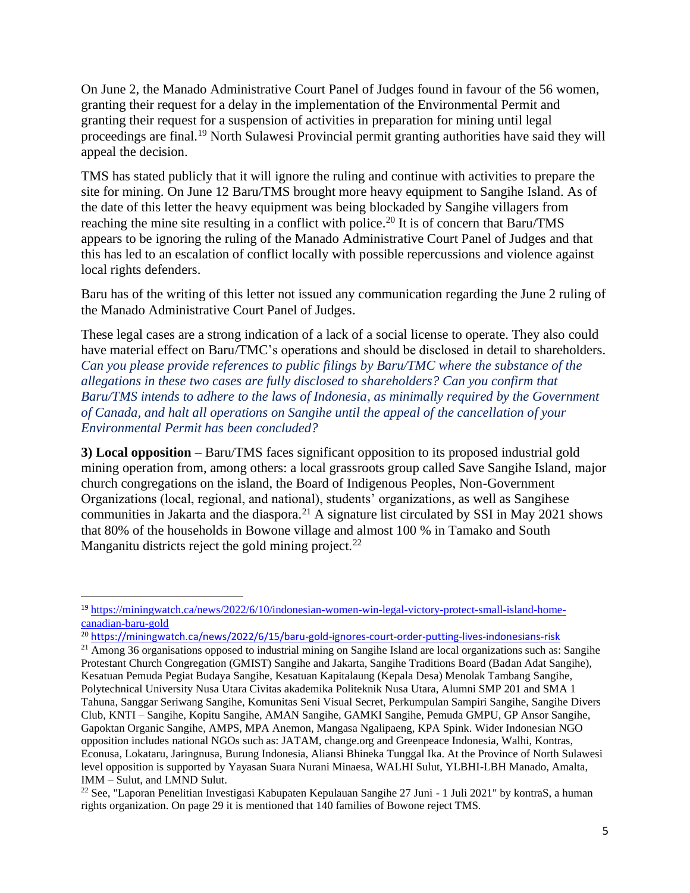On June 2, the Manado Administrative Court Panel of Judges found in favour of the 56 women, granting their request for a delay in the implementation of the Environmental Permit and granting their request for a suspension of activities in preparation for mining until legal proceedings are final.[19] North Sulawesi Provincial permit granting authorities have said they will appeal the decision.

TMS has stated publicly that it will ignore the ruling and continue with activities to prepare the site for mining. On June 12 Baru/TMS brought more heavy equipment to Sangihe Island. As of the date of this letter the heavy equipment was being blockaded by Sangihe villagers from reaching the mine site resulting in a conflict with police.[20] It is of concern that Baru/TMS appears to be ignoring the ruling of the Manado Administrative Court Panel of Judges and that this has led to an escalation of conflict locally with possible repercussions and violence against local rights defenders.

Baru has of the writing of this letter not issued any communication regarding the June 2 ruling of the Manado Administrative Court Panel of Judges.

These legal cases are a strong indication of a lack of a social license to operate. They also could have material effect on Baru/TMC's operations and should be disclosed in detail to shareholders. *Can you please provide references to public filings by Baru/TMC where the substance of the allegations in these two cases are fully disclosed to shareholders? Can you confirm that Baru/TMS intends to adhere to the laws of Indonesia, as minimally required by the Government of Canada, and halt all operations on Sangihe until the appeal of the cancellation of your Environmental Permit has been concluded?*

**3) Local opposition** – Baru/TMS faces significant opposition to its proposed industrial gold mining operation from, among others: a local grassroots group called Save Sangihe Island, major church congregations on the island, the Board of Indigenous Peoples, Non-Government Organizations (local, regional, and national), students' organizations, as well as Sangihese communities in Jakarta and the diaspora.[21] A signature list circulated by SSI in May 2021 shows that 80% of the households in Bowone village and almost 100 % in Tamako and South Manganitu districts reject the gold mining project.[22]

---

[19] https://miningwatch.ca/news/2022/6/10/indonesian-women-win-legal-victory-protect-small-island-home-canadian-baru-gold

[20] https://miningwatch.ca/news/2022/6/15/baru-gold-ignores-court-order-putting-lives-indonesians-risk

[21] Among 36 organisations opposed to industrial mining on Sangihe Island are local organizations such as: Sangihe Protestant Church Congregation (GMIST) Sangihe and Jakarta, Sangihe Traditions Board (Badan Adat Sangihe), Kesatuan Pemuda Pegiat Budaya Sangihe, Kesatuan Kapitalaung (Kepala Desa) Menolak Tambang Sangihe, Polytechnical University Nusa Utara Civitas akademika Politeknik Nusa Utara, Alumni SMP 201 and SMA 1 Tahuna, Sanggar Seriwang Sangihe, Komunitas Seni Visual Secret, Perkumpulan Sampiri Sangihe, Sangihe Divers Club, KNTI – Sangihe, Kopitu Sangihe, AMAN Sangihe, GAMKI Sangihe, Pemuda GMPU, GP Ansor Sangihe, Gapoktan Organic Sangihe, AMPS, MPA Anemon, Mangasa Ngalipaeng, KPA Spink. Wider Indonesian NGO opposition includes national NGOs such as: JATAM, change.org and Greenpeace Indonesia, Walhi, Kontras, Econusa, Lokataru, Jaringnusa, Burung Indonesia, Aliansi Bhineka Tunggal Ika. At the Province of North Sulawesi level opposition is supported by Yayasan Suara Nurani Minaesa, WALHI Sulut, YLBHI-LBH Manado, Amalta, IMM – Sulut, and LMND Sulut.

[22] See, "Laporan Penelitian Investigasi Kabupaten Kepulauan Sangihe 27 Juni - 1 Juli 2021" by kontraS, a human rights organization. On page 29 it is mentioned that 140 families of Bowone reject TMS.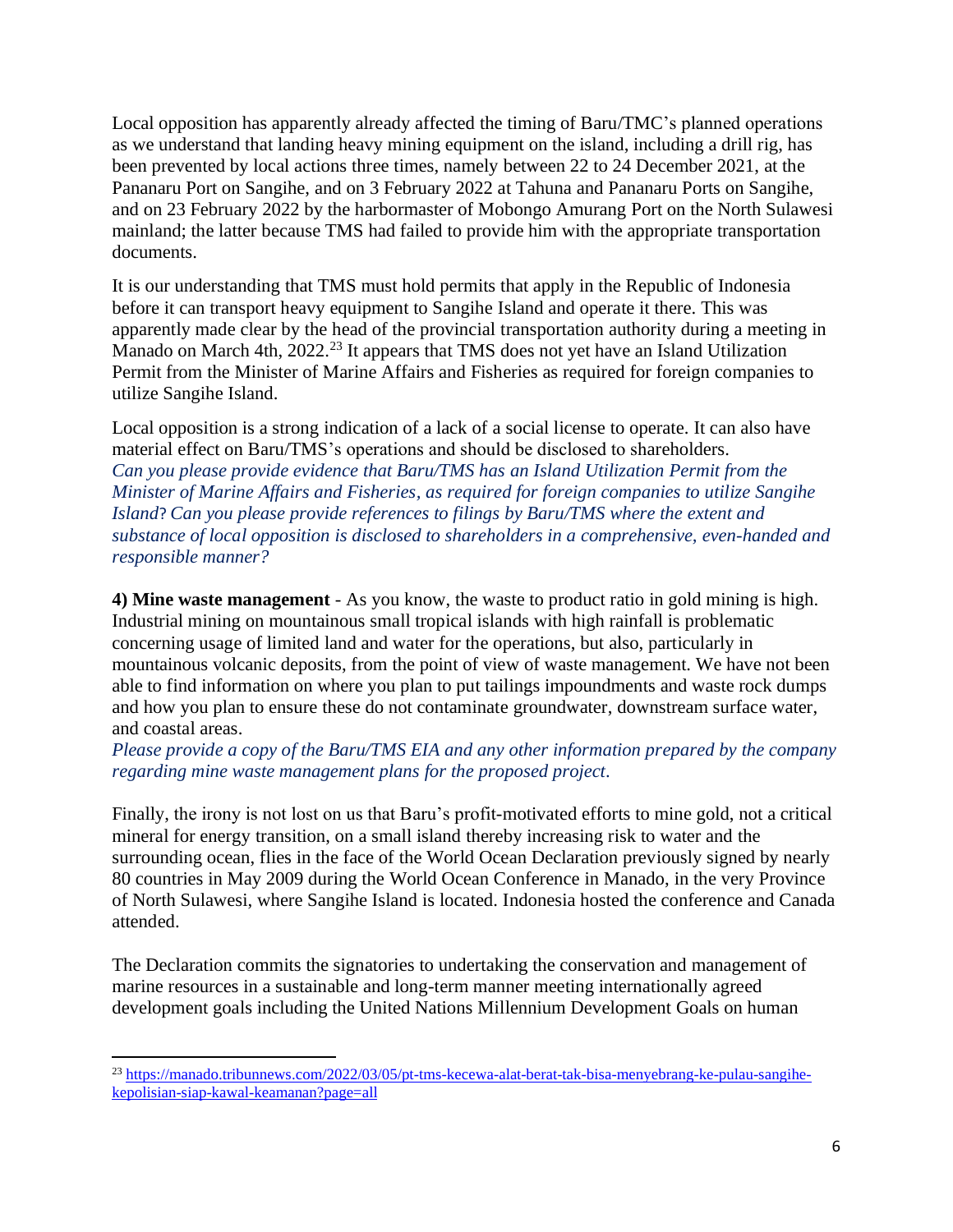Local opposition has apparently already affected the timing of Baru/TMC's planned operations as we understand that landing heavy mining equipment on the island, including a drill rig, has been prevented by local actions three times, namely between 22 to 24 December 2021, at the Pananaru Port on Sangihe, and on 3 February 2022 at Tahuna and Pananaru Ports on Sangihe, and on 23 February 2022 by the harbormaster of Mobongo Amurang Port on the North Sulawesi mainland; the latter because TMS had failed to provide him with the appropriate transportation documents.

It is our understanding that TMS must hold permits that apply in the Republic of Indonesia before it can transport heavy equipment to Sangihe Island and operate it there. This was apparently made clear by the head of the provincial transportation authority during a meeting in Manado on March 4th, 2022.[23] It appears that TMS does not yet have an Island Utilization Permit from the Minister of Marine Affairs and Fisheries as required for foreign companies to utilize Sangihe Island.

Local opposition is a strong indication of a lack of a social license to operate. It can also have material effect on Baru/TMS's operations and should be disclosed to shareholders.
*Can you please provide evidence that Baru/TMS has an Island Utilization Permit from the Minister of Marine Affairs and Fisheries, as required for foreign companies to utilize Sangihe Island? Can you please provide references to filings by Baru/TMS where the extent and substance of local opposition is disclosed to shareholders in a comprehensive, even-handed and responsible manner?*

**4) Mine waste management** - As you know, the waste to product ratio in gold mining is high. Industrial mining on mountainous small tropical islands with high rainfall is problematic concerning usage of limited land and water for the operations, but also, particularly in mountainous volcanic deposits, from the point of view of waste management. We have not been able to find information on where you plan to put tailings impoundments and waste rock dumps and how you plan to ensure these do not contaminate groundwater, downstream surface water, and coastal areas.
*Please provide a copy of the Baru/TMS EIA and any other information prepared by the company regarding mine waste management plans for the proposed project.*

Finally, the irony is not lost on us that Baru's profit-motivated efforts to mine gold, not a critical mineral for energy transition, on a small island thereby increasing risk to water and the surrounding ocean, flies in the face of the World Ocean Declaration previously signed by nearly 80 countries in May 2009 during the World Ocean Conference in Manado, in the very Province of North Sulawesi, where Sangihe Island is located. Indonesia hosted the conference and Canada attended.

The Declaration commits the signatories to undertaking the conservation and management of marine resources in a sustainable and long-term manner meeting internationally agreed development goals including the United Nations Millennium Development Goals on human

---

[23] https://manado.tribunnews.com/2022/03/05/pt-tms-kecewa-alat-berat-tak-bisa-menyebrang-ke-pulau-sangihe-kepolisian-siap-kawal-keamanan?page=all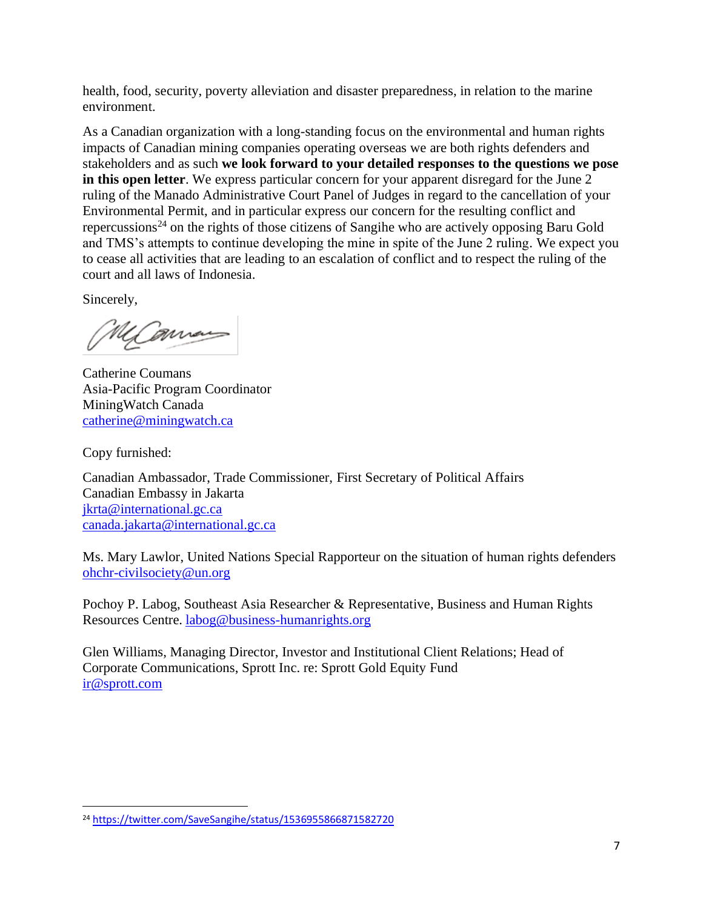health, food, security, poverty alleviation and disaster preparedness, in relation to the marine environment.

As a Canadian organization with a long-standing focus on the environmental and human rights impacts of Canadian mining companies operating overseas we are both rights defenders and stakeholders and as such **we look forward to your detailed responses to the questions we pose in this open letter**. We express particular concern for your apparent disregard for the June 2 ruling of the Manado Administrative Court Panel of Judges in regard to the cancellation of your Environmental Permit, and in particular express our concern for the resulting conflict and repercussions[24] on the rights of those citizens of Sangihe who are actively opposing Baru Gold and TMS's attempts to continue developing the mine in spite of the June 2 ruling. We expect you to cease all activities that are leading to an escalation of conflict and to respect the ruling of the court and all laws of Indonesia.

Sincerely,

Catherine Coumans
Asia-Pacific Program Coordinator
MiningWatch Canada
catherine@miningwatch.ca

Copy furnished:

Canadian Ambassador, Trade Commissioner, First Secretary of Political Affairs
Canadian Embassy in Jakarta
jkrta@international.gc.ca
canada.jakarta@international.gc.ca

Ms. Mary Lawlor, United Nations Special Rapporteur on the situation of human rights defenders
ohchr-civilsociety@un.org

Pochoy P. Labog, Southeast Asia Researcher & Representative, Business and Human Rights Resources Centre. labog@business-humanrights.org

Glen Williams, Managing Director, Investor and Institutional Client Relations; Head of Corporate Communications, Sprott Inc. re: Sprott Gold Equity Fund
ir@sprott.com

---

[24] https://twitter.com/SaveSangihe/status/1536955866871582720